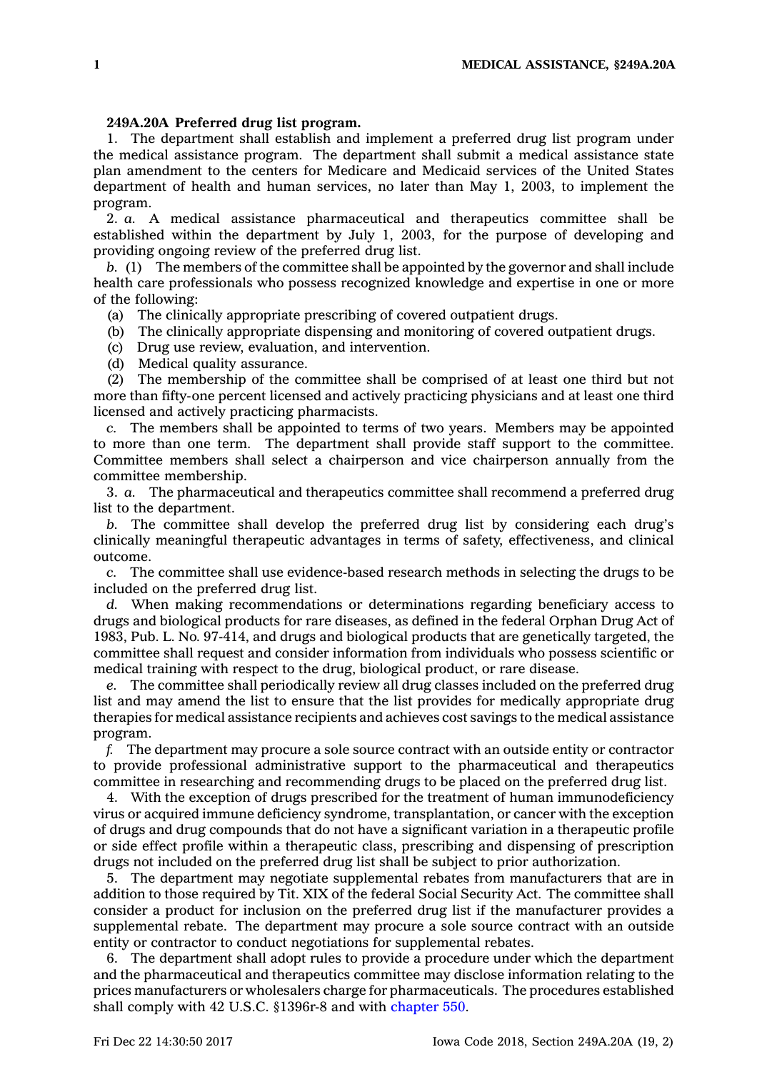**249A.20A Preferred drug list program.**

1. The department shall establish and implement a preferred drug list program under the medical assistance program. The department shall submit a medical assistance state plan amendment to the centers for Medicare and Medicaid services of the United States department of health and human services, no later than May 1, 2003, to implement the program.

2. *a.* A medical assistance pharmaceutical and therapeutics committee shall be established within the department by July 1, 2003, for the purpose of developing and providing ongoing review of the preferred drug list.

*b.* (1) The members of the committee shall be appointed by the governor and shall include health care professionals who possess recognized knowledge and expertise in one or more of the following:

(a) The clinically appropriate prescribing of covered outpatient drugs.

(b) The clinically appropriate dispensing and monitoring of covered outpatient drugs.

(c) Drug use review, evaluation, and intervention.

(d) Medical quality assurance.

(2) The membership of the committee shall be comprised of at least one third but not more than fifty-one percent licensed and actively practicing physicians and at least one third licensed and actively practicing pharmacists.

*c.* The members shall be appointed to terms of two years. Members may be appointed to more than one term. The department shall provide staff support to the committee. Committee members shall select a chairperson and vice chairperson annually from the committee membership.

3. *a.* The pharmaceutical and therapeutics committee shall recommend a preferred drug list to the department.

*b.* The committee shall develop the preferred drug list by considering each drug's clinically meaningful therapeutic advantages in terms of safety, effectiveness, and clinical outcome.

*c.* The committee shall use evidence-based research methods in selecting the drugs to be included on the preferred drug list.

*d.* When making recommendations or determinations regarding beneficiary access to drugs and biological products for rare diseases, as defined in the federal Orphan Drug Act of 1983, Pub. L. No. 97-414, and drugs and biological products that are genetically targeted, the committee shall request and consider information from individuals who possess scientific or medical training with respect to the drug, biological product, or rare disease.

*e.* The committee shall periodically review all drug classes included on the preferred drug list and may amend the list to ensure that the list provides for medically appropriate drug therapies for medical assistance recipients and achieves cost savings to the medical assistance program.

*f.* The department may procure a sole source contract with an outside entity or contractor to provide professional administrative support to the pharmaceutical and therapeutics committee in researching and recommending drugs to be placed on the preferred drug list.

4. With the exception of drugs prescribed for the treatment of human immunodeficiency virus or acquired immune deficiency syndrome, transplantation, or cancer with the exception of drugs and drug compounds that do not have a significant variation in a therapeutic profile or side effect profile within a therapeutic class, prescribing and dispensing of prescription drugs not included on the preferred drug list shall be subject to prior authorization.

5. The department may negotiate supplemental rebates from manufacturers that are in addition to those required by Tit. XIX of the federal Social Security Act. The committee shall consider a product for inclusion on the preferred drug list if the manufacturer provides a supplemental rebate. The department may procure a sole source contract with an outside entity or contractor to conduct negotiations for supplemental rebates.

6. The department shall adopt rules to provide a procedure under which the department and the pharmaceutical and therapeutics committee may disclose information relating to the prices manufacturers or wholesalers charge for pharmaceuticals. The procedures established shall comply with 42 U.S.C. §1396r-8 and with chapter 550.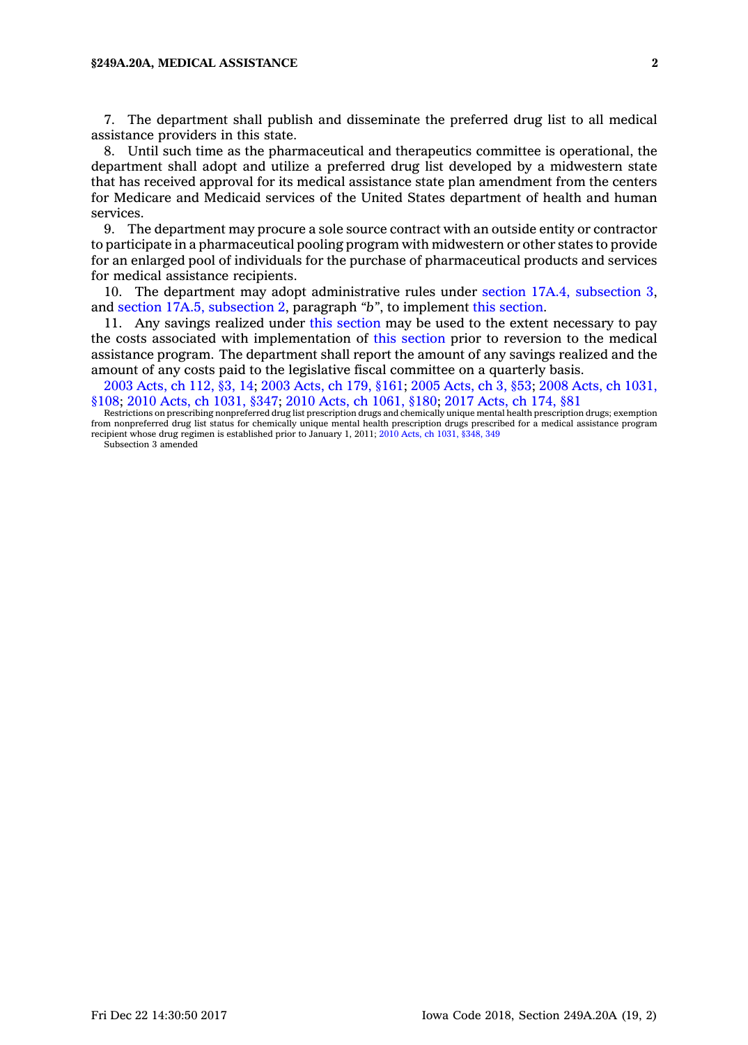7. The department shall publish and disseminate the preferred drug list to all medical assistance providers in this state.

8. Until such time as the pharmaceutical and therapeutics committee is operational, the department shall adopt and utilize a preferred drug list developed by a midwestern state that has received approval for its medical assistance state plan amendment from the centers for Medicare and Medicaid services of the United States department of health and human services.

9. The department may procure a sole source contract with an outside entity or contractor to participate in a pharmaceutical pooling program with midwestern or other states to provide for an enlarged pool of individuals for the purchase of pharmaceutical products and services for medical assistance recipients.

10. The department may adopt administrative rules under section 17A.4, subsection 3, and section 17A.5, subsection 2, paragraph *"b"*, to implement this section.

11. Any savings realized under this section may be used to the extent necessary to pay the costs associated with implementation of this section prior to reversion to the medical assistance program. The department shall report the amount of any savings realized and the amount of any costs paid to the legislative fiscal committee on a quarterly basis.

2003 Acts, ch 112, §3, 14; 2003 Acts, ch 179, §161; 2005 Acts, ch 3, §53; 2008 Acts, ch 1031, §108; 2010 Acts, ch 1031, §347; 2010 Acts, ch 1061, §180; 2017 Acts, ch 174, §81

Restrictions on prescribing nonpreferred drug list prescription drugs and chemically unique mental health prescription drugs; exemption from nonpreferred drug list status for chemically unique mental health prescription drugs prescribed for a medical assistance program recipient whose drug regimen is established prior to January 1, 2011; 2010 Acts, ch 1031, §348, 349

Subsection 3 amended